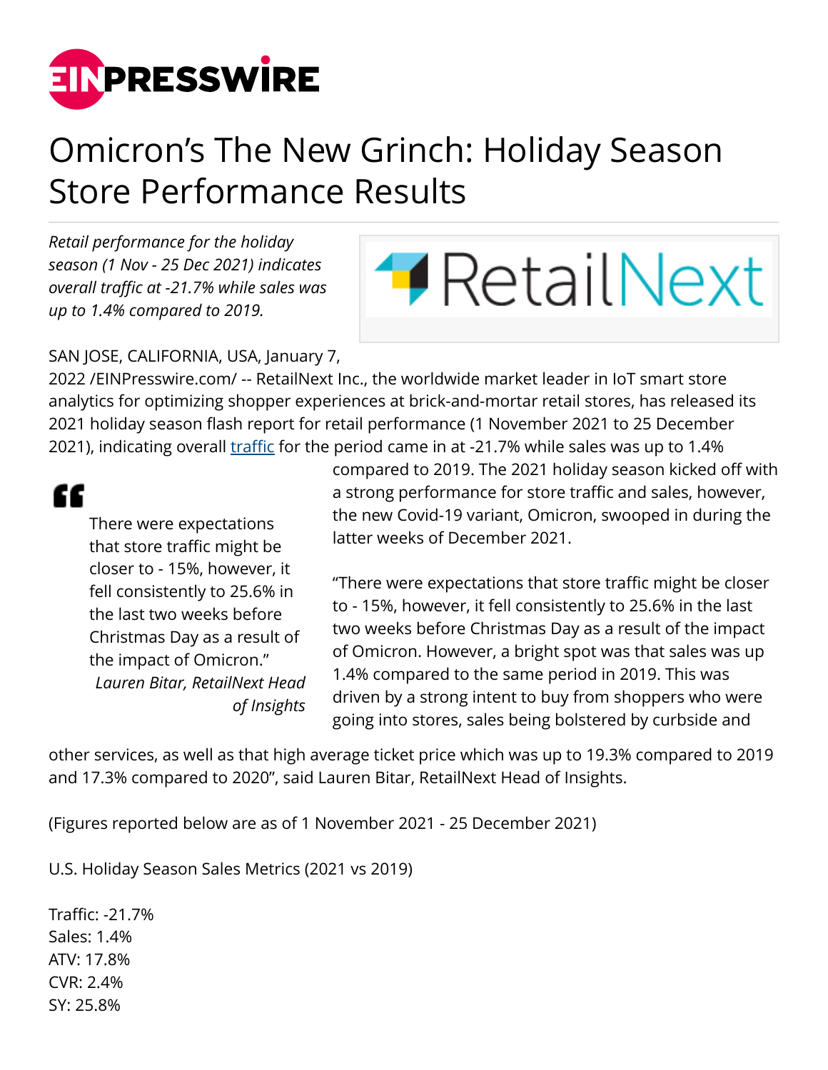# Omicron's The New Grinch: Holiday Season Store Performance Results

*Retail performance for the holiday season (1 Nov - 25 Dec 2021) indicates overall traffic at -21.7% while sales was up to 1.4% compared to 2019.*

SAN JOSE, CALIFORNIA, USA, January 7, 2022 /EINPresswire.com/ -- RetailNext Inc., the worldwide market leader in IoT smart store analytics for optimizing shopper experiences at brick-and-mortar retail stores, has released its 2021 holiday season flash report for retail performance (1 November 2021 to 25 December 2021), indicating overall traffic for the period came in at -21.7% while sales was up to 1.4% compared to 2019. The 2021 holiday season kicked off with a strong performance for store traffic and sales, however, the new Covid-19 variant, Omicron, swooped in during the latter weeks of December 2021.

> There were expectations that store traffic might be closer to - 15%, however, it fell consistently to 25.6% in the last two weeks before Christmas Day as a result of the impact of Omicron."
>
> *Lauren Bitar, RetailNext Head of Insights*

"There were expectations that store traffic might be closer to - 15%, however, it fell consistently to 25.6% in the last two weeks before Christmas Day as a result of the impact of Omicron. However, a bright spot was that sales was up 1.4% compared to the same period in 2019. This was driven by a strong intent to buy from shoppers who were going into stores, sales being bolstered by curbside and other services, as well as that high average ticket price which was up to 19.3% compared to 2019 and 17.3% compared to 2020", said Lauren Bitar, RetailNext Head of Insights.

(Figures reported below are as of 1 November 2021 - 25 December 2021)

U.S. Holiday Season Sales Metrics (2021 vs 2019)

Traffic: -21.7%
Sales: 1.4%
ATV: 17.8%
CVR: 2.4%
SY: 25.8%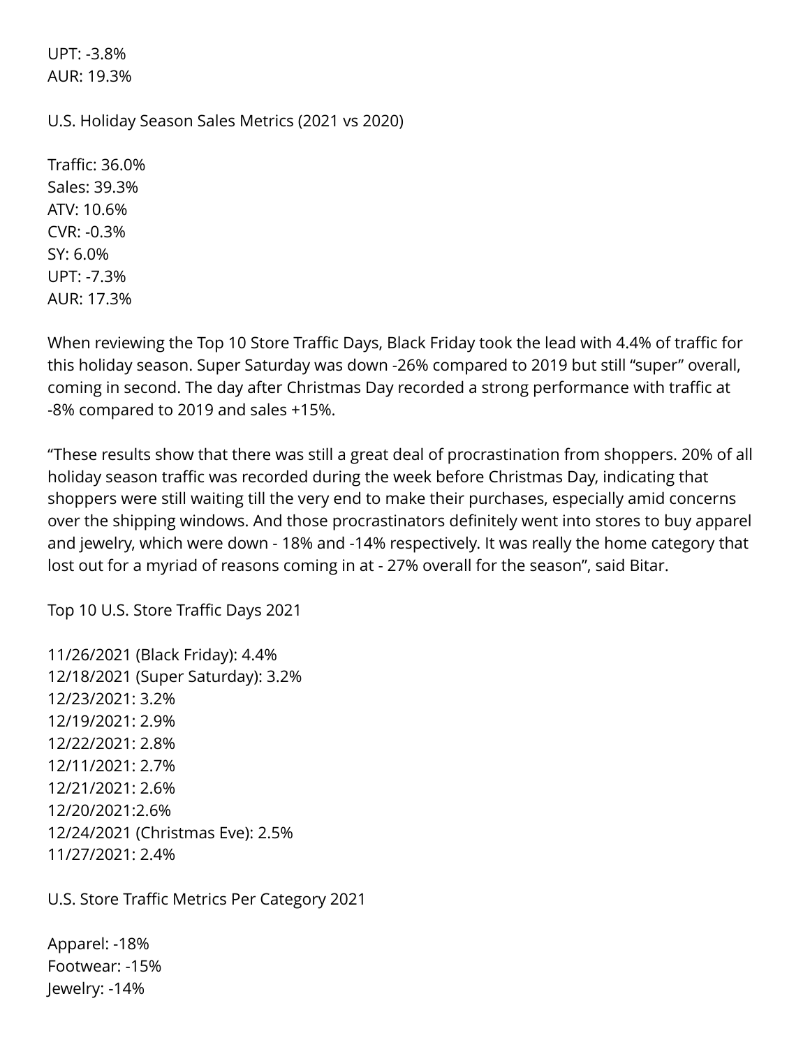UPT: -3.8%
AUR: 19.3%

U.S. Holiday Season Sales Metrics (2021 vs 2020)

Traffic: 36.0%
Sales: 39.3%
ATV: 10.6%
CVR: -0.3%
SY: 6.0%
UPT: -7.3%
AUR: 17.3%

When reviewing the Top 10 Store Traffic Days, Black Friday took the lead with 4.4% of traffic for this holiday season. Super Saturday was down -26% compared to 2019 but still "super" overall, coming in second. The day after Christmas Day recorded a strong performance with traffic at -8% compared to 2019 and sales +15%.

"These results show that there was still a great deal of procrastination from shoppers. 20% of all holiday season traffic was recorded during the week before Christmas Day, indicating that shoppers were still waiting till the very end to make their purchases, especially amid concerns over the shipping windows. And those procrastinators definitely went into stores to buy apparel and jewelry, which were down - 18% and -14% respectively. It was really the home category that lost out for a myriad of reasons coming in at - 27% overall for the season", said Bitar.

Top 10 U.S. Store Traffic Days 2021

11/26/2021 (Black Friday): 4.4%
12/18/2021 (Super Saturday): 3.2%
12/23/2021: 3.2%
12/19/2021: 2.9%
12/22/2021: 2.8%
12/11/2021: 2.7%
12/21/2021: 2.6%
12/20/2021:2.6%
12/24/2021 (Christmas Eve): 2.5%
11/27/2021: 2.4%

U.S. Store Traffic Metrics Per Category 2021

Apparel: -18%
Footwear: -15%
Jewelry: -14%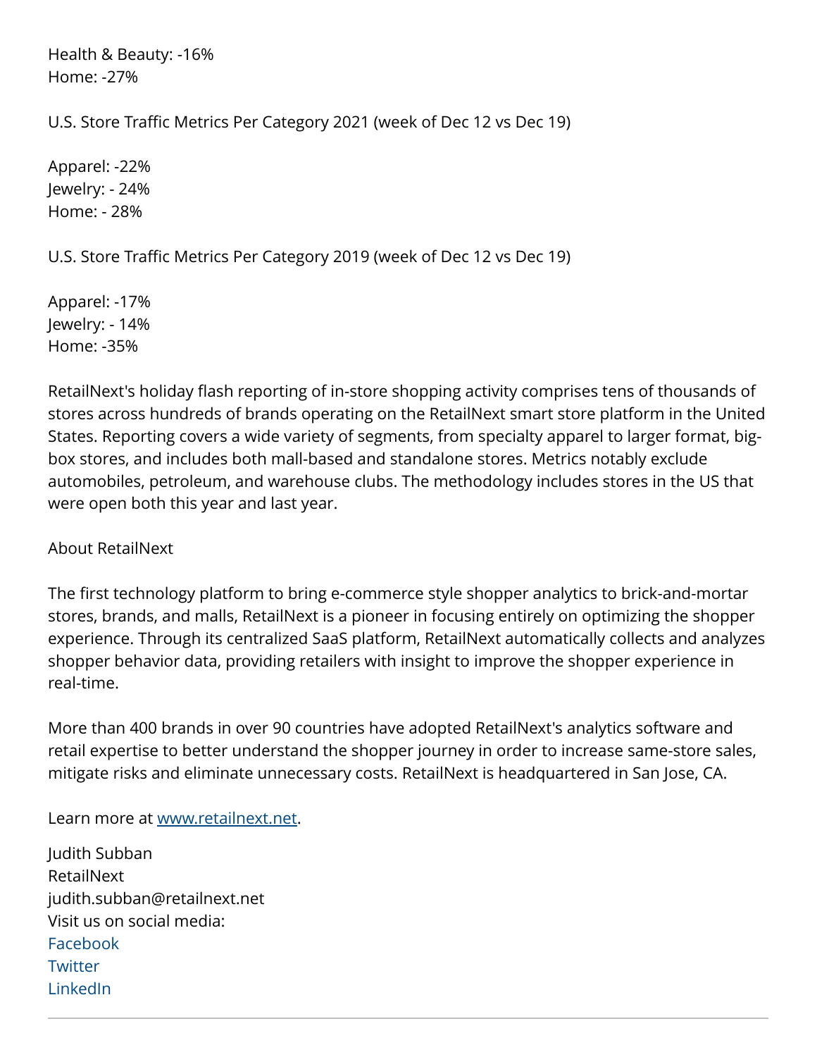Health & Beauty: -16%
Home: -27%

U.S. Store Traffic Metrics Per Category 2021 (week of Dec 12 vs Dec 19)

Apparel: -22%
Jewelry: - 24%
Home: - 28%

U.S. Store Traffic Metrics Per Category 2019 (week of Dec 12 vs Dec 19)

Apparel: -17%
Jewelry: - 14%
Home: -35%

RetailNext's holiday flash reporting of in-store shopping activity comprises tens of thousands of stores across hundreds of brands operating on the RetailNext smart store platform in the United States. Reporting covers a wide variety of segments, from specialty apparel to larger format, big-box stores, and includes both mall-based and standalone stores. Metrics notably exclude automobiles, petroleum, and warehouse clubs. The methodology includes stores in the US that were open both this year and last year.

About RetailNext

The first technology platform to bring e-commerce style shopper analytics to brick-and-mortar stores, brands, and malls, RetailNext is a pioneer in focusing entirely on optimizing the shopper experience. Through its centralized SaaS platform, RetailNext automatically collects and analyzes shopper behavior data, providing retailers with insight to improve the shopper experience in real-time.

More than 400 brands in over 90 countries have adopted RetailNext's analytics software and retail expertise to better understand the shopper journey in order to increase same-store sales, mitigate risks and eliminate unnecessary costs. RetailNext is headquartered in San Jose, CA.

Learn more at [www.retailnext.net](http://www.retailnext.net).

Judith Subban
RetailNext
judith.subban@retailnext.net
Visit us on social media:
Facebook
Twitter
LinkedIn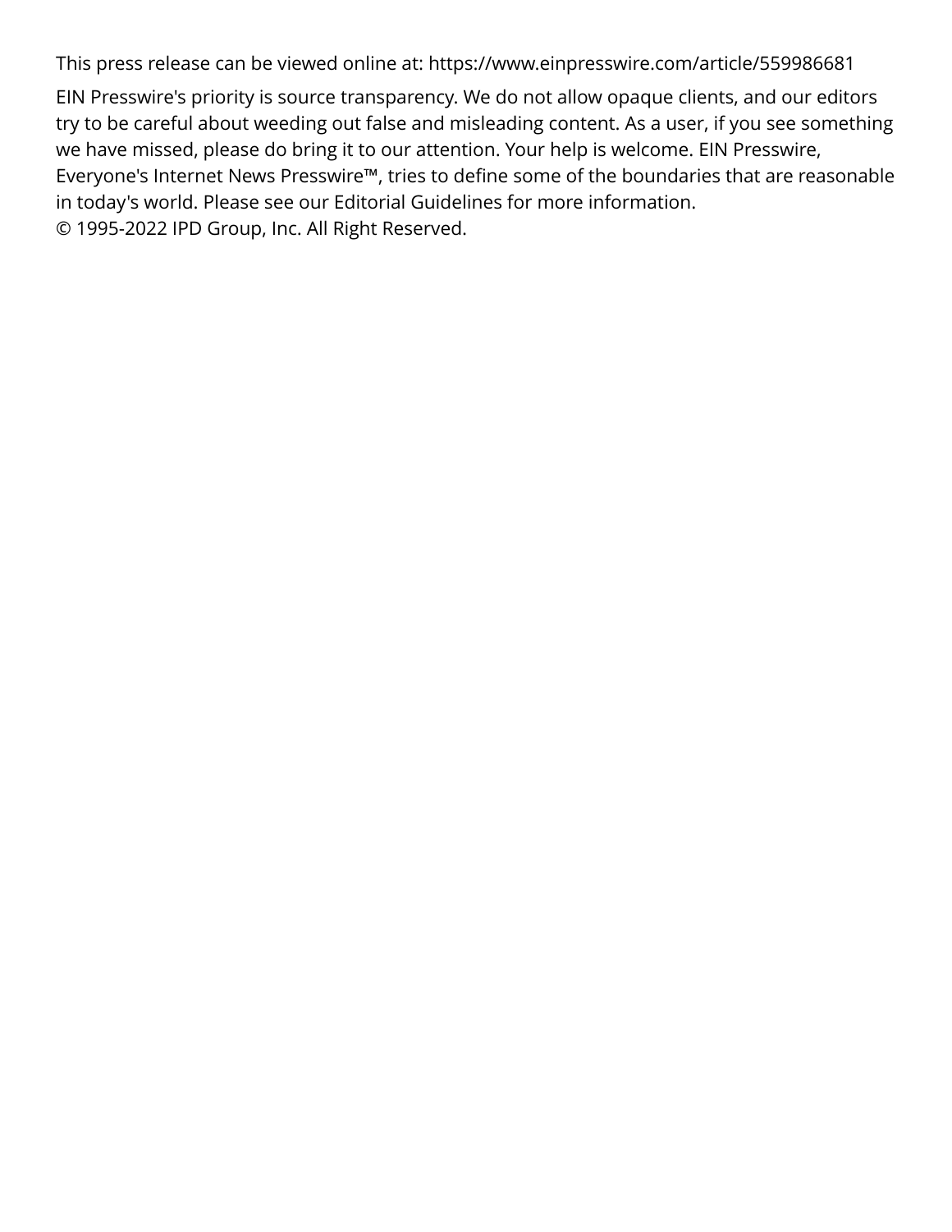This press release can be viewed online at: https://www.einpresswire.com/article/559986681

EIN Presswire's priority is source transparency. We do not allow opaque clients, and our editors try to be careful about weeding out false and misleading content. As a user, if you see something we have missed, please do bring it to our attention. Your help is welcome. EIN Presswire, Everyone's Internet News Presswire™, tries to define some of the boundaries that are reasonable in today's world. Please see our Editorial Guidelines for more information.
© 1995-2022 IPD Group, Inc. All Right Reserved.